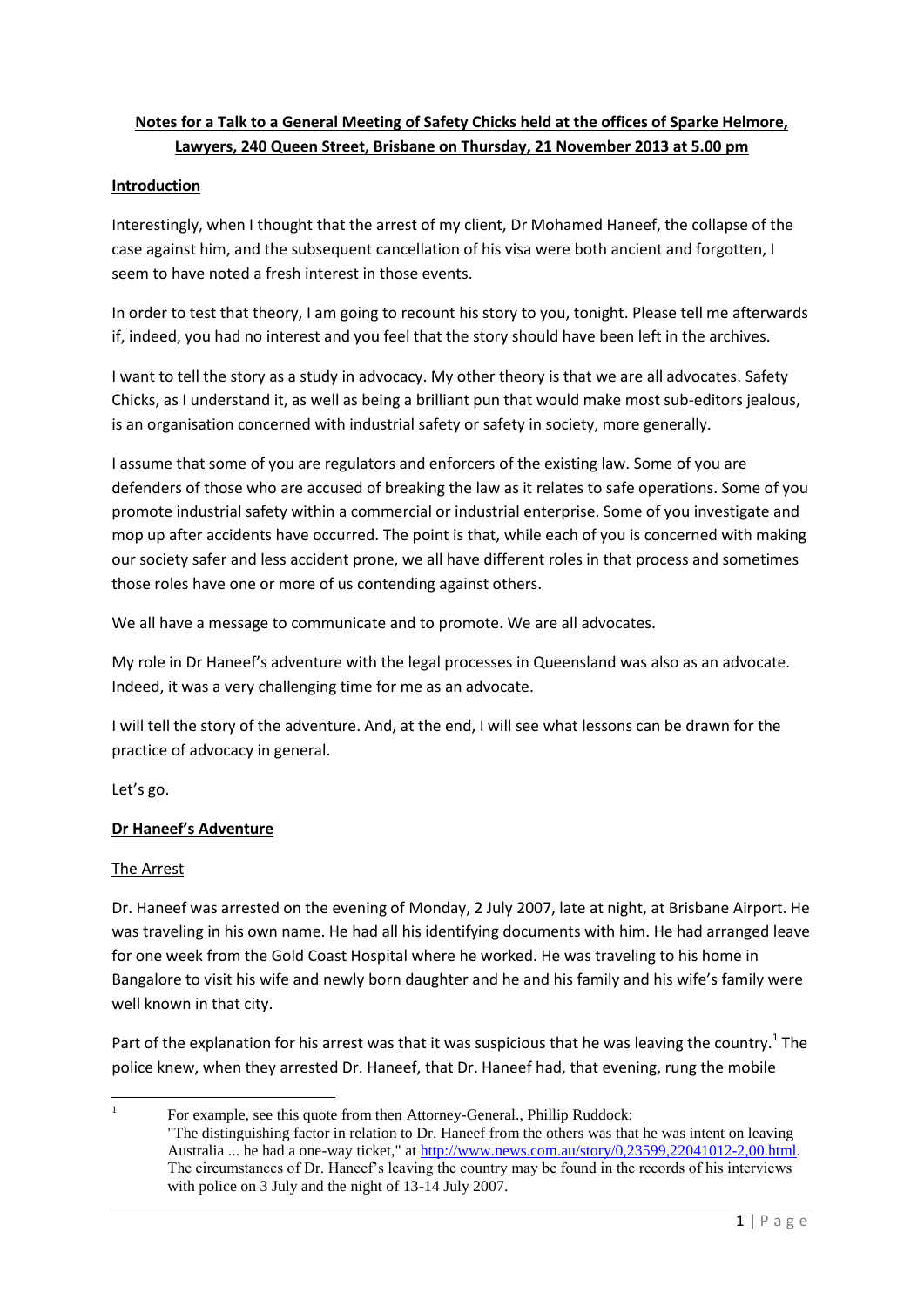**Notes for a Talk to a General Meeting of Safety Chicks held at the offices of Sparke Helmore, Lawyers, 240 Queen Street, Brisbane on Thursday, 21 November 2013 at 5.00 pm**

## Introduction

Interestingly, when I thought that the arrest of my client, Dr Mohamed Haneef, the collapse of the case against him, and the subsequent cancellation of his visa were both ancient and forgotten, I seem to have noted a fresh interest in those events.

In order to test that theory, I am going to recount his story to you, tonight. Please tell me afterwards if, indeed, you had no interest and you feel that the story should have been left in the archives.

I want to tell the story as a study in advocacy. My other theory is that we are all advocates. Safety Chicks, as I understand it, as well as being a brilliant pun that would make most sub-editors jealous, is an organisation concerned with industrial safety or safety in society, more generally.

I assume that some of you are regulators and enforcers of the existing law. Some of you are defenders of those who are accused of breaking the law as it relates to safe operations. Some of you promote industrial safety within a commercial or industrial enterprise. Some of you investigate and mop up after accidents have occurred. The point is that, while each of you is concerned with making our society safer and less accident prone, we all have different roles in that process and sometimes those roles have one or more of us contending against others.

We all have a message to communicate and to promote. We are all advocates.

My role in Dr Haneef's adventure with the legal processes in Queensland was also as an advocate. Indeed, it was a very challenging time for me as an advocate.

I will tell the story of the adventure. And, at the end, I will see what lessons can be drawn for the practice of advocacy in general.

Let's go.

## Dr Haneef's Adventure

### The Arrest

Dr. Haneef was arrested on the evening of Monday, 2 July 2007, late at night, at Brisbane Airport. He was traveling in his own name. He had all his identifying documents with him. He had arranged leave for one week from the Gold Coast Hospital where he worked. He was traveling to his home in Bangalore to visit his wife and newly born daughter and he and his family and his wife's family were well known in that city.

Part of the explanation for his arrest was that it was suspicious that he was leaving the country.[1] The police knew, when they arrested Dr. Haneef, that Dr. Haneef had, that evening, rung the mobile

---

[1] For example, see this quote from then Attorney-General., Phillip Ruddock: "The distinguishing factor in relation to Dr. Haneef from the others was that he was intent on leaving Australia ... he had a one-way ticket," at http://www.news.com.au/story/0,23599,22041012-2,00.html. The circumstances of Dr. Haneef's leaving the country may be found in the records of his interviews with police on 3 July and the night of 13-14 July 2007.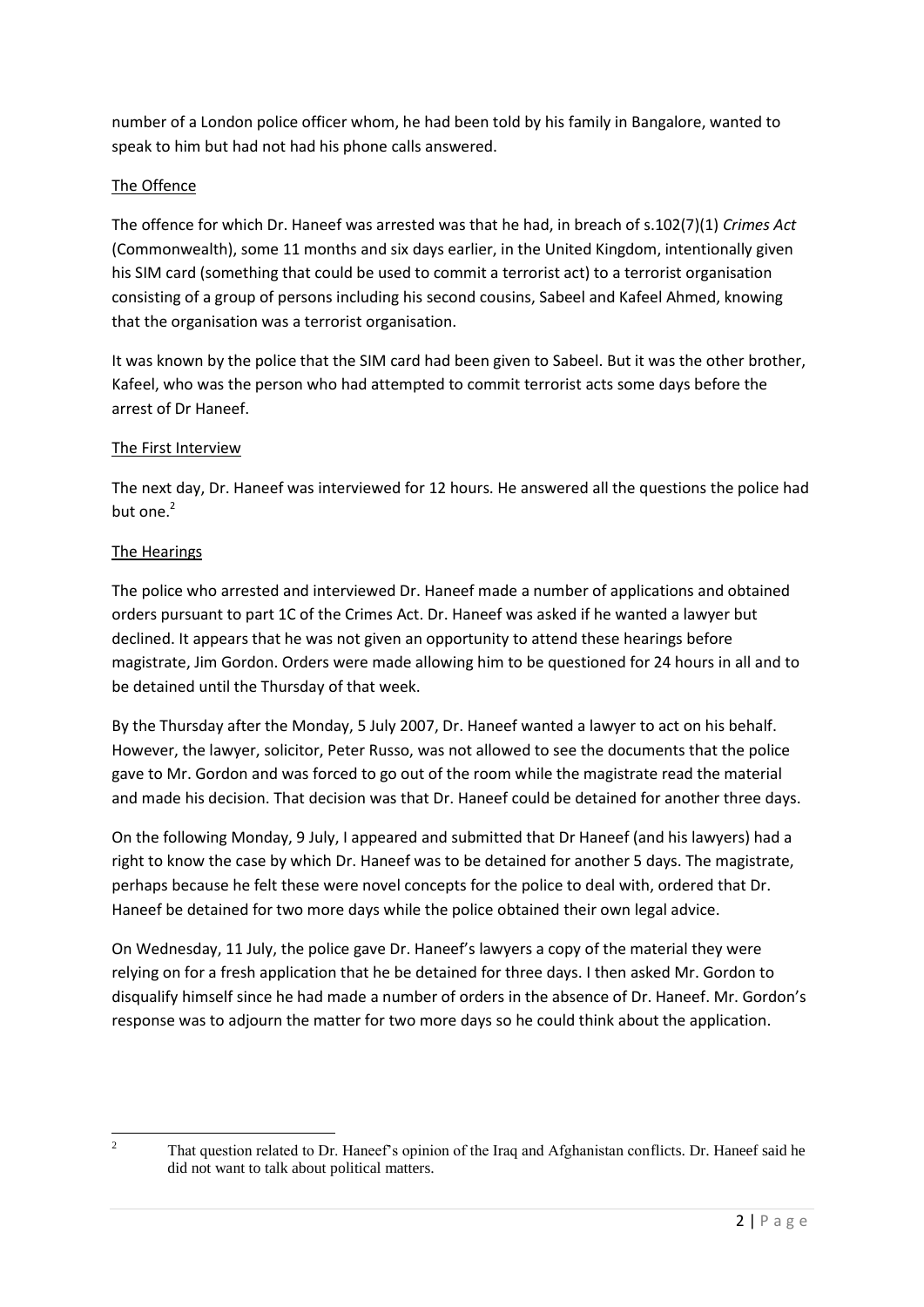number of a London police officer whom, he had been told by his family in Bangalore, wanted to speak to him but had not had his phone calls answered.

The Offence

The offence for which Dr. Haneef was arrested was that he had, in breach of s.102(7)(1) *Crimes Act* (Commonwealth), some 11 months and six days earlier, in the United Kingdom, intentionally given his SIM card (something that could be used to commit a terrorist act) to a terrorist organisation consisting of a group of persons including his second cousins, Sabeel and Kafeel Ahmed, knowing that the organisation was a terrorist organisation.

It was known by the police that the SIM card had been given to Sabeel. But it was the other brother, Kafeel, who was the person who had attempted to commit terrorist acts some days before the arrest of Dr Haneef.

The First Interview

The next day, Dr. Haneef was interviewed for 12 hours. He answered all the questions the police had but one.[2]

The Hearings

The police who arrested and interviewed Dr. Haneef made a number of applications and obtained orders pursuant to part 1C of the Crimes Act. Dr. Haneef was asked if he wanted a lawyer but declined. It appears that he was not given an opportunity to attend these hearings before magistrate, Jim Gordon. Orders were made allowing him to be questioned for 24 hours in all and to be detained until the Thursday of that week.

By the Thursday after the Monday, 5 July 2007, Dr. Haneef wanted a lawyer to act on his behalf. However, the lawyer, solicitor, Peter Russo, was not allowed to see the documents that the police gave to Mr. Gordon and was forced to go out of the room while the magistrate read the material and made his decision. That decision was that Dr. Haneef could be detained for another three days.

On the following Monday, 9 July, I appeared and submitted that Dr Haneef (and his lawyers) had a right to know the case by which Dr. Haneef was to be detained for another 5 days. The magistrate, perhaps because he felt these were novel concepts for the police to deal with, ordered that Dr. Haneef be detained for two more days while the police obtained their own legal advice.

On Wednesday, 11 July, the police gave Dr. Haneef's lawyers a copy of the material they were relying on for a fresh application that he be detained for three days. I then asked Mr. Gordon to disqualify himself since he had made a number of orders in the absence of Dr. Haneef. Mr. Gordon's response was to adjourn the matter for two more days so he could think about the application.

---

[2] That question related to Dr. Haneef's opinion of the Iraq and Afghanistan conflicts. Dr. Haneef said he did not want to talk about political matters.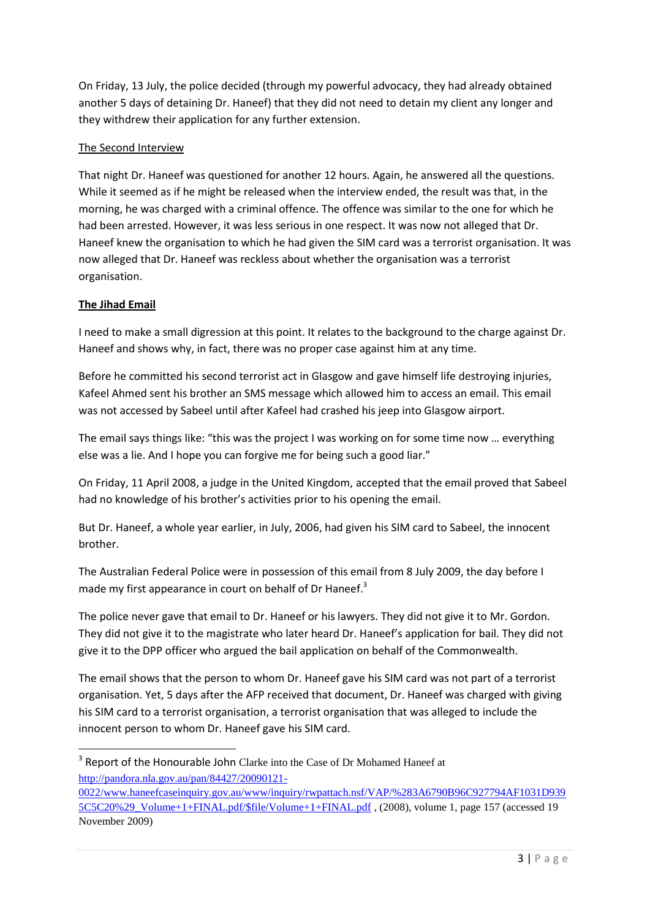On Friday, 13 July, the police decided (through my powerful advocacy, they had already obtained another 5 days of detaining Dr. Haneef) that they did not need to detain my client any longer and they withdrew their application for any further extension.

The Second Interview

That night Dr. Haneef was questioned for another 12 hours. Again, he answered all the questions. While it seemed as if he might be released when the interview ended, the result was that, in the morning, he was charged with a criminal offence. The offence was similar to the one for which he had been arrested. However, it was less serious in one respect. It was now not alleged that Dr. Haneef knew the organisation to which he had given the SIM card was a terrorist organisation. It was now alleged that Dr. Haneef was reckless about whether the organisation was a terrorist organisation.

**The Jihad Email**

I need to make a small digression at this point. It relates to the background to the charge against Dr. Haneef and shows why, in fact, there was no proper case against him at any time.

Before he committed his second terrorist act in Glasgow and gave himself life destroying injuries, Kafeel Ahmed sent his brother an SMS message which allowed him to access an email. This email was not accessed by Sabeel until after Kafeel had crashed his jeep into Glasgow airport.

The email says things like: "this was the project I was working on for some time now … everything else was a lie. And I hope you can forgive me for being such a good liar."

On Friday, 11 April 2008, a judge in the United Kingdom, accepted that the email proved that Sabeel had no knowledge of his brother's activities prior to his opening the email.

But Dr. Haneef, a whole year earlier, in July, 2006, had given his SIM card to Sabeel, the innocent brother.

The Australian Federal Police were in possession of this email from 8 July 2009, the day before I made my first appearance in court on behalf of Dr Haneef.[3]

The police never gave that email to Dr. Haneef or his lawyers. They did not give it to Mr. Gordon. They did not give it to the magistrate who later heard Dr. Haneef's application for bail. They did not give it to the DPP officer who argued the bail application on behalf of the Commonwealth.

The email shows that the person to whom Dr. Haneef gave his SIM card was not part of a terrorist organisation. Yet, 5 days after the AFP received that document, Dr. Haneef was charged with giving his SIM card to a terrorist organisation, a terrorist organisation that was alleged to include the innocent person to whom Dr. Haneef gave his SIM card.

---

[3] Report of the Honourable John Clarke into the Case of Dr Mohamed Haneef at http://pandora.nla.gov.au/pan/84427/20090121-0022/www.haneefcaseinquiry.gov.au/www/inquiry/rwpattach.nsf/VAP/%283A6790B96C927794AF1031D9395C5C20%29_Volume+1+FINAL.pdf/$file/Volume+1+FINAL.pdf , (2008), volume 1, page 157 (accessed 19 November 2009)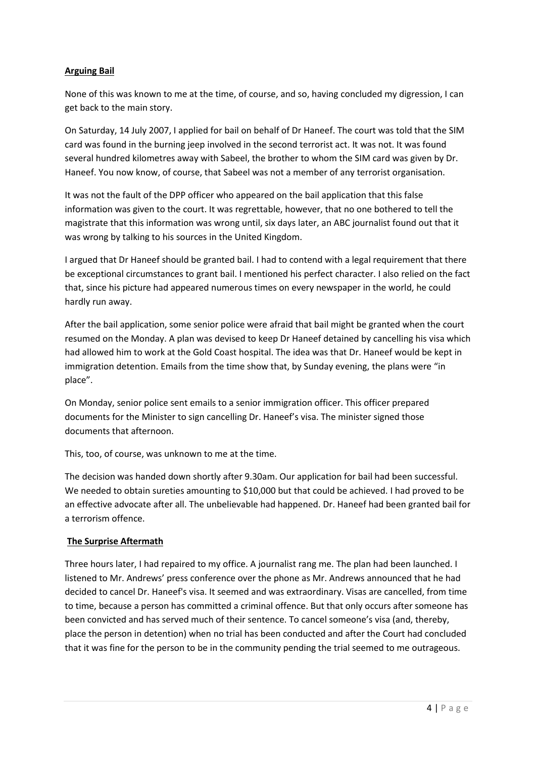## **Arguing Bail**

None of this was known to me at the time, of course, and so, having concluded my digression, I can get back to the main story.

On Saturday, 14 July 2007, I applied for bail on behalf of Dr Haneef. The court was told that the SIM card was found in the burning jeep involved in the second terrorist act. It was not. It was found several hundred kilometres away with Sabeel, the brother to whom the SIM card was given by Dr. Haneef. You now know, of course, that Sabeel was not a member of any terrorist organisation.

It was not the fault of the DPP officer who appeared on the bail application that this false information was given to the court. It was regrettable, however, that no one bothered to tell the magistrate that this information was wrong until, six days later, an ABC journalist found out that it was wrong by talking to his sources in the United Kingdom.

I argued that Dr Haneef should be granted bail. I had to contend with a legal requirement that there be exceptional circumstances to grant bail. I mentioned his perfect character. I also relied on the fact that, since his picture had appeared numerous times on every newspaper in the world, he could hardly run away.

After the bail application, some senior police were afraid that bail might be granted when the court resumed on the Monday. A plan was devised to keep Dr Haneef detained by cancelling his visa which had allowed him to work at the Gold Coast hospital. The idea was that Dr. Haneef would be kept in immigration detention. Emails from the time show that, by Sunday evening, the plans were "in place".

On Monday, senior police sent emails to a senior immigration officer. This officer prepared documents for the Minister to sign cancelling Dr. Haneef's visa. The minister signed those documents that afternoon.

This, too, of course, was unknown to me at the time.

The decision was handed down shortly after 9.30am. Our application for bail had been successful. We needed to obtain sureties amounting to $10,000 but that could be achieved. I had proved to be an effective advocate after all. The unbelievable had happened. Dr. Haneef had been granted bail for a terrorism offence.

## **The Surprise Aftermath**

Three hours later, I had repaired to my office. A journalist rang me. The plan had been launched. I listened to Mr. Andrews' press conference over the phone as Mr. Andrews announced that he had decided to cancel Dr. Haneef's visa. It seemed and was extraordinary. Visas are cancelled, from time to time, because a person has committed a criminal offence. But that only occurs after someone has been convicted and has served much of their sentence. To cancel someone's visa (and, thereby, place the person in detention) when no trial has been conducted and after the Court had concluded that it was fine for the person to be in the community pending the trial seemed to me outrageous.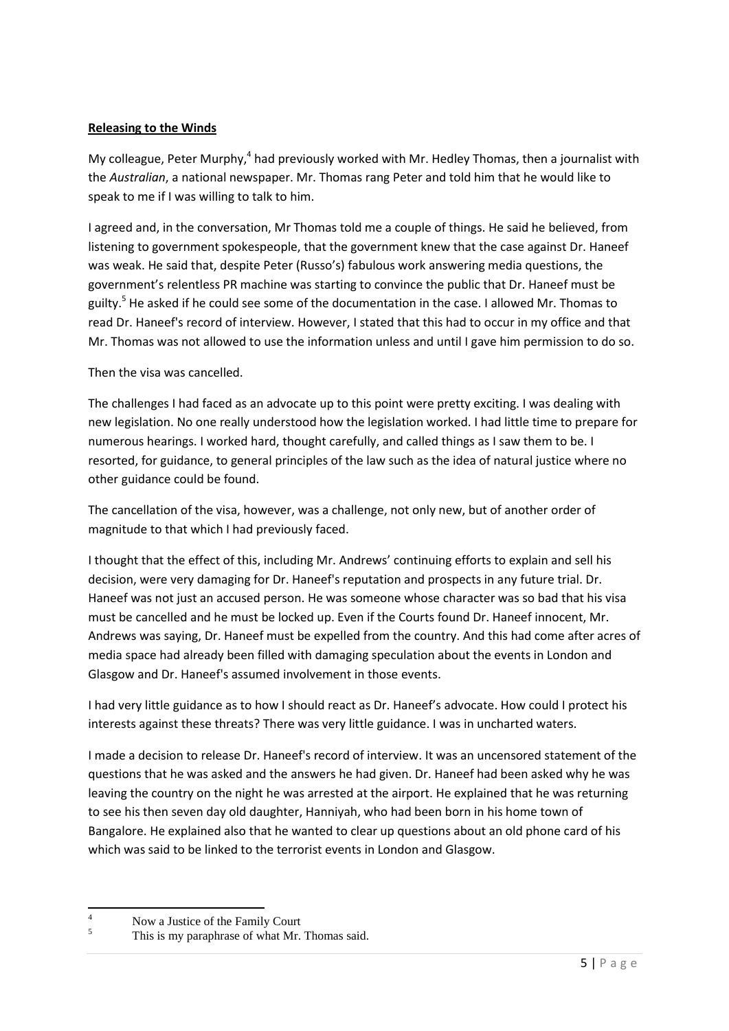**Releasing to the Winds**

My colleague, Peter Murphy,[4] had previously worked with Mr. Hedley Thomas, then a journalist with the *Australian*, a national newspaper. Mr. Thomas rang Peter and told him that he would like to speak to me if I was willing to talk to him.

I agreed and, in the conversation, Mr Thomas told me a couple of things. He said he believed, from listening to government spokespeople, that the government knew that the case against Dr. Haneef was weak. He said that, despite Peter (Russo's) fabulous work answering media questions, the government's relentless PR machine was starting to convince the public that Dr. Haneef must be guilty.[5] He asked if he could see some of the documentation in the case. I allowed Mr. Thomas to read Dr. Haneef's record of interview. However, I stated that this had to occur in my office and that Mr. Thomas was not allowed to use the information unless and until I gave him permission to do so.

Then the visa was cancelled.

The challenges I had faced as an advocate up to this point were pretty exciting. I was dealing with new legislation. No one really understood how the legislation worked. I had little time to prepare for numerous hearings. I worked hard, thought carefully, and called things as I saw them to be. I resorted, for guidance, to general principles of the law such as the idea of natural justice where no other guidance could be found.

The cancellation of the visa, however, was a challenge, not only new, but of another order of magnitude to that which I had previously faced.

I thought that the effect of this, including Mr. Andrews' continuing efforts to explain and sell his decision, were very damaging for Dr. Haneef's reputation and prospects in any future trial. Dr. Haneef was not just an accused person. He was someone whose character was so bad that his visa must be cancelled and he must be locked up. Even if the Courts found Dr. Haneef innocent, Mr. Andrews was saying, Dr. Haneef must be expelled from the country. And this had come after acres of media space had already been filled with damaging speculation about the events in London and Glasgow and Dr. Haneef's assumed involvement in those events.

I had very little guidance as to how I should react as Dr. Haneef's advocate. How could I protect his interests against these threats? There was very little guidance. I was in uncharted waters.

I made a decision to release Dr. Haneef's record of interview. It was an uncensored statement of the questions that he was asked and the answers he had given. Dr. Haneef had been asked why he was leaving the country on the night he was arrested at the airport. He explained that he was returning to see his then seven day old daughter, Hanniyah, who had been born in his home town of Bangalore. He explained also that he wanted to clear up questions about an old phone card of his which was said to be linked to the terrorist events in London and Glasgow.

---

[4] Now a Justice of the Family Court

[5] This is my paraphrase of what Mr. Thomas said.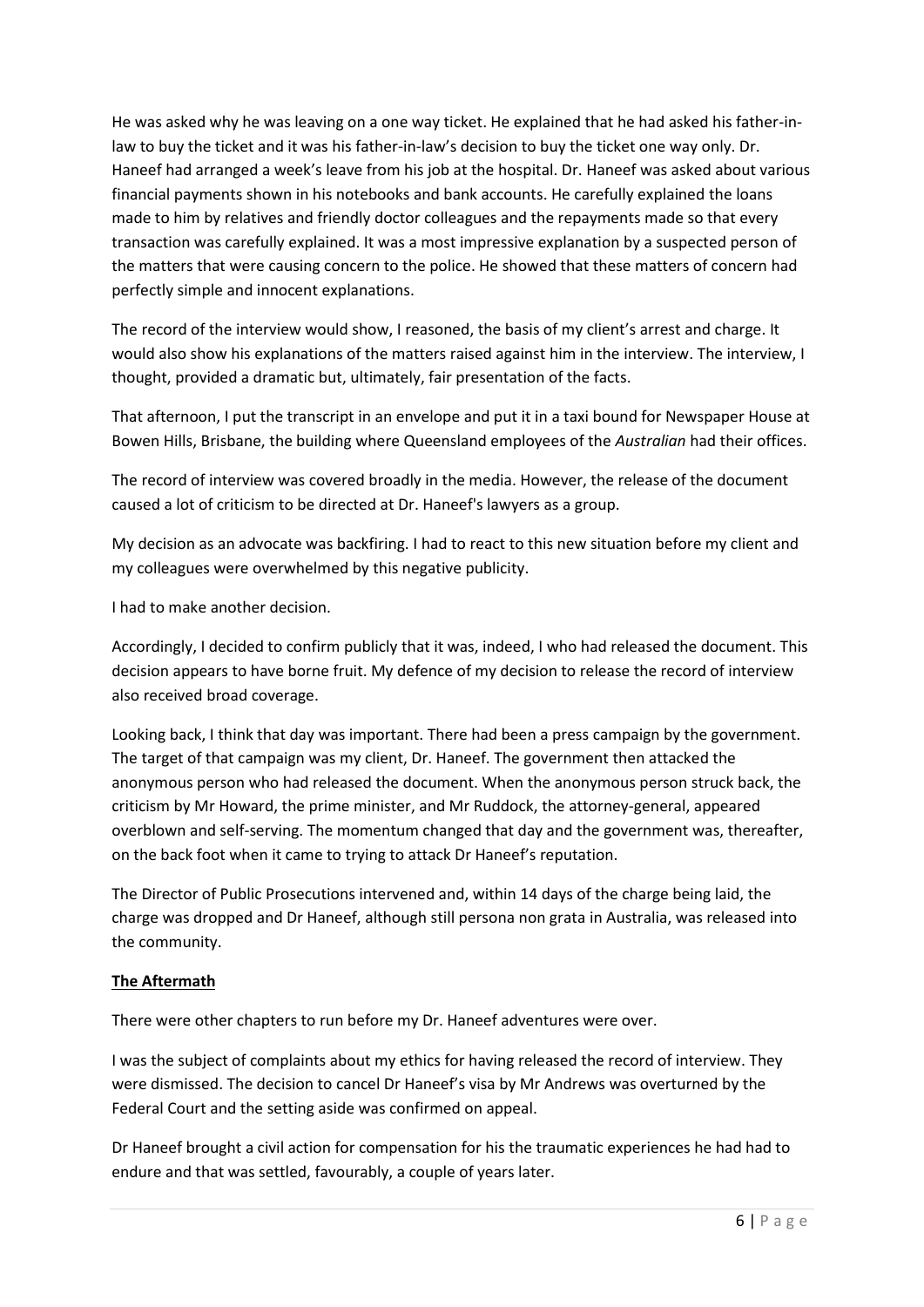He was asked why he was leaving on a one way ticket. He explained that he had asked his father-in-law to buy the ticket and it was his father-in-law's decision to buy the ticket one way only. Dr. Haneef had arranged a week's leave from his job at the hospital. Dr. Haneef was asked about various financial payments shown in his notebooks and bank accounts. He carefully explained the loans made to him by relatives and friendly doctor colleagues and the repayments made so that every transaction was carefully explained. It was a most impressive explanation by a suspected person of the matters that were causing concern to the police. He showed that these matters of concern had perfectly simple and innocent explanations.

The record of the interview would show, I reasoned, the basis of my client's arrest and charge. It would also show his explanations of the matters raised against him in the interview. The interview, I thought, provided a dramatic but, ultimately, fair presentation of the facts.

That afternoon, I put the transcript in an envelope and put it in a taxi bound for Newspaper House at Bowen Hills, Brisbane, the building where Queensland employees of the *Australian* had their offices.

The record of interview was covered broadly in the media. However, the release of the document caused a lot of criticism to be directed at Dr. Haneef's lawyers as a group.

My decision as an advocate was backfiring. I had to react to this new situation before my client and my colleagues were overwhelmed by this negative publicity.

I had to make another decision.

Accordingly, I decided to confirm publicly that it was, indeed, I who had released the document. This decision appears to have borne fruit. My defence of my decision to release the record of interview also received broad coverage.

Looking back, I think that day was important. There had been a press campaign by the government. The target of that campaign was my client, Dr. Haneef. The government then attacked the anonymous person who had released the document. When the anonymous person struck back, the criticism by Mr Howard, the prime minister, and Mr Ruddock, the attorney-general, appeared overblown and self-serving. The momentum changed that day and the government was, thereafter, on the back foot when it came to trying to attack Dr Haneef's reputation.

The Director of Public Prosecutions intervened and, within 14 days of the charge being laid, the charge was dropped and Dr Haneef, although still persona non grata in Australia, was released into the community.

## The Aftermath

There were other chapters to run before my Dr. Haneef adventures were over.

I was the subject of complaints about my ethics for having released the record of interview. They were dismissed. The decision to cancel Dr Haneef's visa by Mr Andrews was overturned by the Federal Court and the setting aside was confirmed on appeal.

Dr Haneef brought a civil action for compensation for his the traumatic experiences he had had to endure and that was settled, favourably, a couple of years later.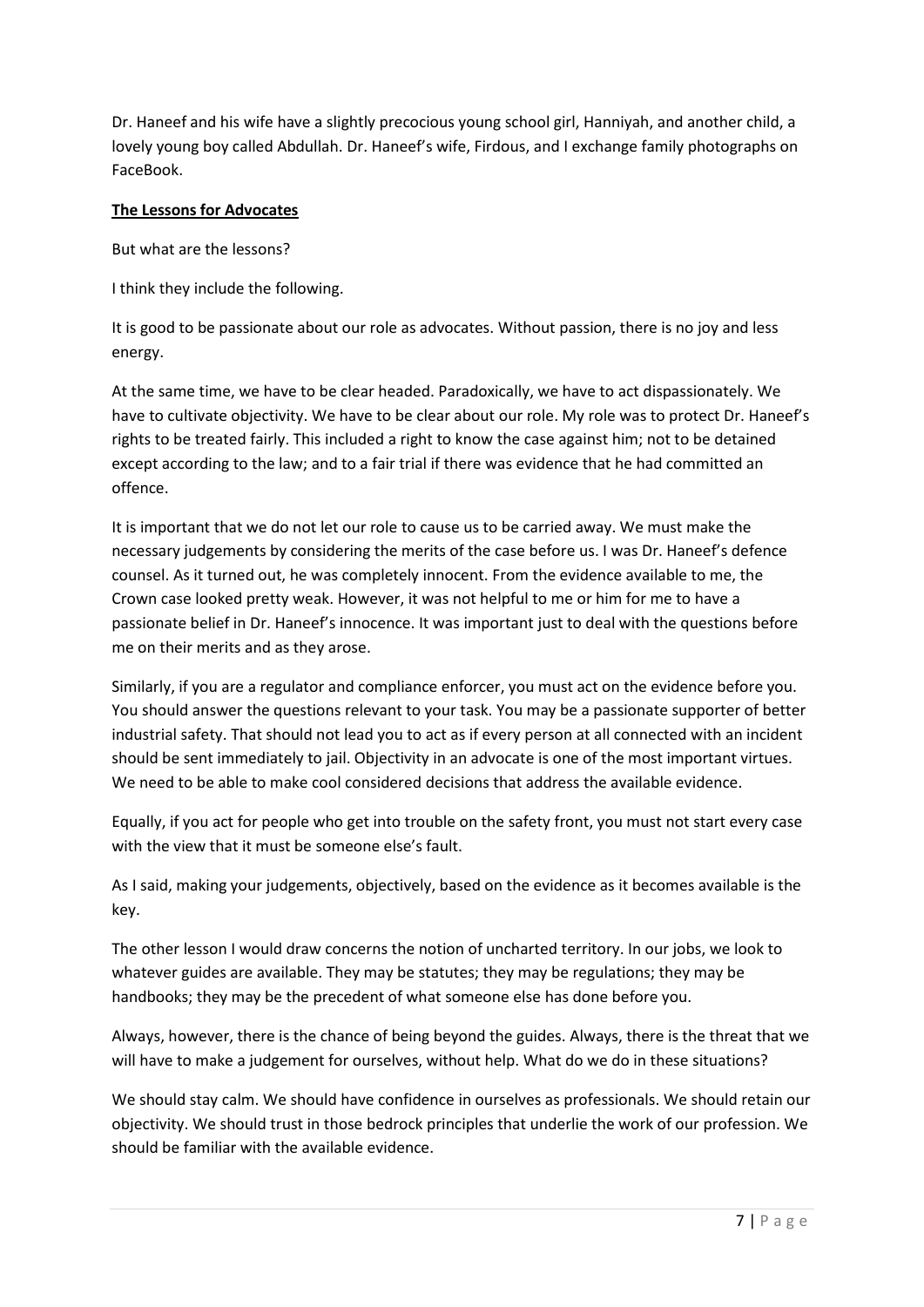Dr. Haneef and his wife have a slightly precocious young school girl, Hanniyah, and another child, a lovely young boy called Abdullah. Dr. Haneef's wife, Firdous, and I exchange family photographs on FaceBook.

**The Lessons for Advocates**

But what are the lessons?

I think they include the following.

It is good to be passionate about our role as advocates. Without passion, there is no joy and less energy.

At the same time, we have to be clear headed. Paradoxically, we have to act dispassionately. We have to cultivate objectivity. We have to be clear about our role. My role was to protect Dr. Haneef's rights to be treated fairly. This included a right to know the case against him; not to be detained except according to the law; and to a fair trial if there was evidence that he had committed an offence.

It is important that we do not let our role to cause us to be carried away. We must make the necessary judgements by considering the merits of the case before us. I was Dr. Haneef's defence counsel. As it turned out, he was completely innocent. From the evidence available to me, the Crown case looked pretty weak. However, it was not helpful to me or him for me to have a passionate belief in Dr. Haneef's innocence. It was important just to deal with the questions before me on their merits and as they arose.

Similarly, if you are a regulator and compliance enforcer, you must act on the evidence before you. You should answer the questions relevant to your task. You may be a passionate supporter of better industrial safety. That should not lead you to act as if every person at all connected with an incident should be sent immediately to jail. Objectivity in an advocate is one of the most important virtues. We need to be able to make cool considered decisions that address the available evidence.

Equally, if you act for people who get into trouble on the safety front, you must not start every case with the view that it must be someone else's fault.

As I said, making your judgements, objectively, based on the evidence as it becomes available is the key.

The other lesson I would draw concerns the notion of uncharted territory. In our jobs, we look to whatever guides are available. They may be statutes; they may be regulations; they may be handbooks; they may be the precedent of what someone else has done before you.

Always, however, there is the chance of being beyond the guides. Always, there is the threat that we will have to make a judgement for ourselves, without help. What do we do in these situations?

We should stay calm. We should have confidence in ourselves as professionals. We should retain our objectivity. We should trust in those bedrock principles that underlie the work of our profession. We should be familiar with the available evidence.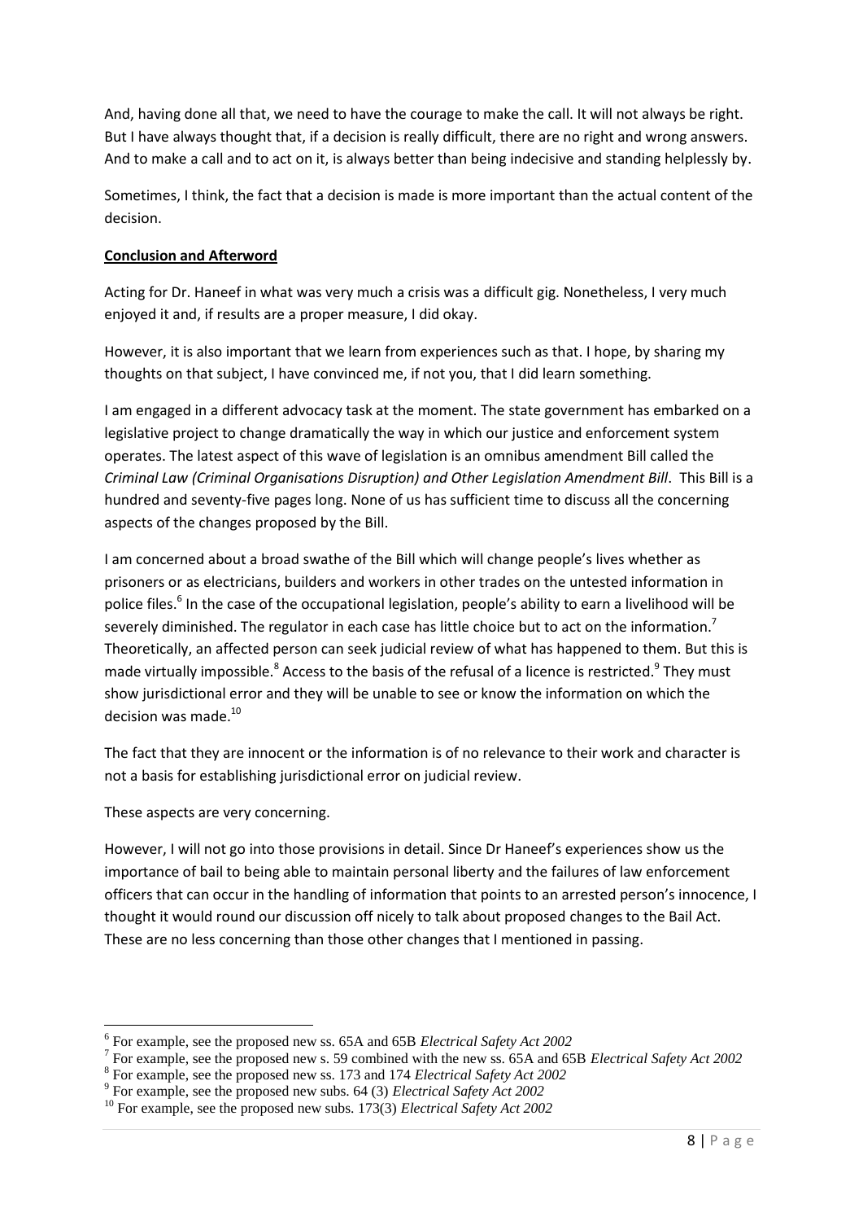And, having done all that, we need to have the courage to make the call. It will not always be right. But I have always thought that, if a decision is really difficult, there are no right and wrong answers. And to make a call and to act on it, is always better than being indecisive and standing helplessly by.

Sometimes, I think, the fact that a decision is made is more important than the actual content of the decision.

**Conclusion and Afterword**

Acting for Dr. Haneef in what was very much a crisis was a difficult gig. Nonetheless, I very much enjoyed it and, if results are a proper measure, I did okay.

However, it is also important that we learn from experiences such as that. I hope, by sharing my thoughts on that subject, I have convinced me, if not you, that I did learn something.

I am engaged in a different advocacy task at the moment. The state government has embarked on a legislative project to change dramatically the way in which our justice and enforcement system operates. The latest aspect of this wave of legislation is an omnibus amendment Bill called the *Criminal Law (Criminal Organisations Disruption) and Other Legislation Amendment Bill*. This Bill is a hundred and seventy-five pages long. None of us has sufficient time to discuss all the concerning aspects of the changes proposed by the Bill.

I am concerned about a broad swathe of the Bill which will change people's lives whether as prisoners or as electricians, builders and workers in other trades on the untested information in police files.[6] In the case of the occupational legislation, people's ability to earn a livelihood will be severely diminished. The regulator in each case has little choice but to act on the information.[7] Theoretically, an affected person can seek judicial review of what has happened to them. But this is made virtually impossible.[8] Access to the basis of the refusal of a licence is restricted.[9] They must show jurisdictional error and they will be unable to see or know the information on which the decision was made.[10]

The fact that they are innocent or the information is of no relevance to their work and character is not a basis for establishing jurisdictional error on judicial review.

These aspects are very concerning.

However, I will not go into those provisions in detail. Since Dr Haneef's experiences show us the importance of bail to being able to maintain personal liberty and the failures of law enforcement officers that can occur in the handling of information that points to an arrested person's innocence, I thought it would round our discussion off nicely to talk about proposed changes to the Bail Act. These are no less concerning than those other changes that I mentioned in passing.

---

[6] For example, see the proposed new ss. 65A and 65B *Electrical Safety Act 2002*

[7] For example, see the proposed new s. 59 combined with the new ss. 65A and 65B *Electrical Safety Act 2002*

[8] For example, see the proposed new ss. 173 and 174 *Electrical Safety Act 2002*

[9] For example, see the proposed new subs. 64 (3) *Electrical Safety Act 2002*

[10] For example, see the proposed new subs. 173(3) *Electrical Safety Act 2002*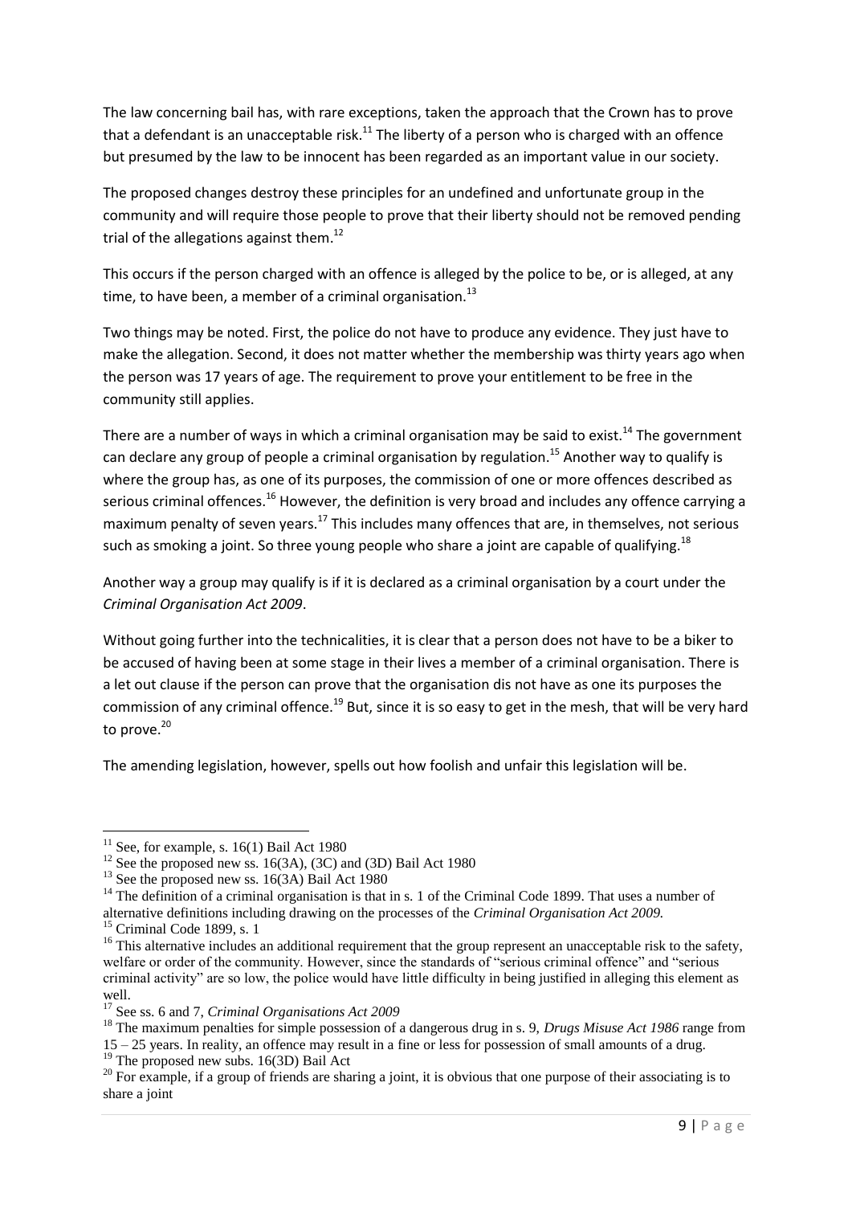The law concerning bail has, with rare exceptions, taken the approach that the Crown has to prove that a defendant is an unacceptable risk.[11] The liberty of a person who is charged with an offence but presumed by the law to be innocent has been regarded as an important value in our society.

The proposed changes destroy these principles for an undefined and unfortunate group in the community and will require those people to prove that their liberty should not be removed pending trial of the allegations against them.[12]

This occurs if the person charged with an offence is alleged by the police to be, or is alleged, at any time, to have been, a member of a criminal organisation.[13]

Two things may be noted. First, the police do not have to produce any evidence. They just have to make the allegation. Second, it does not matter whether the membership was thirty years ago when the person was 17 years of age. The requirement to prove your entitlement to be free in the community still applies.

There are a number of ways in which a criminal organisation may be said to exist.[14] The government can declare any group of people a criminal organisation by regulation.[15] Another way to qualify is where the group has, as one of its purposes, the commission of one or more offences described as serious criminal offences.[16] However, the definition is very broad and includes any offence carrying a maximum penalty of seven years.[17] This includes many offences that are, in themselves, not serious such as smoking a joint. So three young people who share a joint are capable of qualifying.[18]

Another way a group may qualify is if it is declared as a criminal organisation by a court under the *Criminal Organisation Act 2009*.

Without going further into the technicalities, it is clear that a person does not have to be a biker to be accused of having been at some stage in their lives a member of a criminal organisation. There is a let out clause if the person can prove that the organisation dis not have as one its purposes the commission of any criminal offence.[19] But, since it is so easy to get in the mesh, that will be very hard to prove.[20]

The amending legislation, however, spells out how foolish and unfair this legislation will be.

---

[11] See, for example, s. 16(1) Bail Act 1980

[12] See the proposed new ss. 16(3A), (3C) and (3D) Bail Act 1980

[13] See the proposed new ss. 16(3A) Bail Act 1980

[14] The definition of a criminal organisation is that in s. 1 of the Criminal Code 1899. That uses a number of alternative definitions including drawing on the processes of the *Criminal Organisation Act 2009.*

[15] Criminal Code 1899, s. 1

[16] This alternative includes an additional requirement that the group represent an unacceptable risk to the safety, welfare or order of the community. However, since the standards of "serious criminal offence" and "serious criminal activity" are so low, the police would have little difficulty in being justified in alleging this element as well.

[17] See ss. 6 and 7, *Criminal Organisations Act 2009*

[18] The maximum penalties for simple possession of a dangerous drug in s. 9, *Drugs Misuse Act 1986* range from 15 – 25 years. In reality, an offence may result in a fine or less for possession of small amounts of a drug.

[19] The proposed new subs. 16(3D) Bail Act

[20] For example, if a group of friends are sharing a joint, it is obvious that one purpose of their associating is to share a joint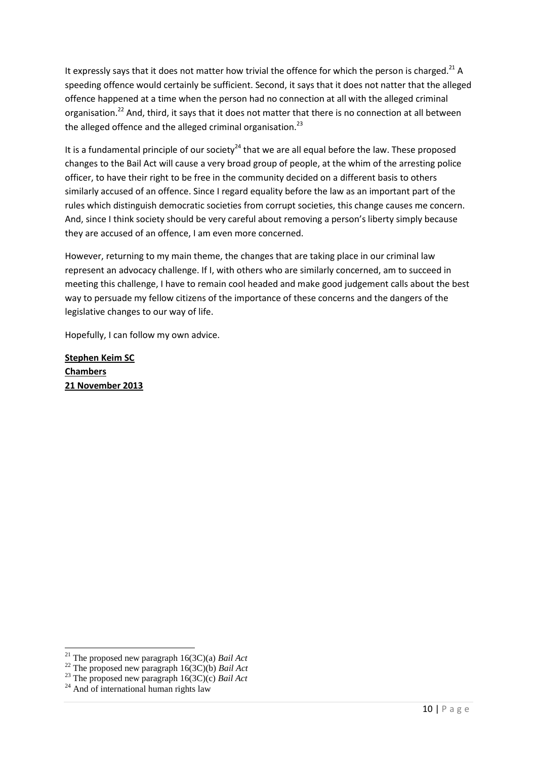It expressly says that it does not matter how trivial the offence for which the person is charged.[21] A speeding offence would certainly be sufficient. Second, it says that it does not natter that the alleged offence happened at a time when the person had no connection at all with the alleged criminal organisation.[22] And, third, it says that it does not matter that there is no connection at all between the alleged offence and the alleged criminal organisation.[23]

It is a fundamental principle of our society[24] that we are all equal before the law. These proposed changes to the Bail Act will cause a very broad group of people, at the whim of the arresting police officer, to have their right to be free in the community decided on a different basis to others similarly accused of an offence. Since I regard equality before the law as an important part of the rules which distinguish democratic societies from corrupt societies, this change causes me concern. And, since I think society should be very careful about removing a person's liberty simply because they are accused of an offence, I am even more concerned.

However, returning to my main theme, the changes that are taking place in our criminal law represent an advocacy challenge. If I, with others who are similarly concerned, am to succeed in meeting this challenge, I have to remain cool headed and make good judgement calls about the best way to persuade my fellow citizens of the importance of these concerns and the dangers of the legislative changes to our way of life.

Hopefully, I can follow my own advice.

**Stephen Keim SC**
**Chambers**
**21 November 2013**

---

[21] The proposed new paragraph 16(3C)(a) *Bail Act*

[22] The proposed new paragraph 16(3C)(b) *Bail Act*

[23] The proposed new paragraph 16(3C)(c) *Bail Act*

[24] And of international human rights law